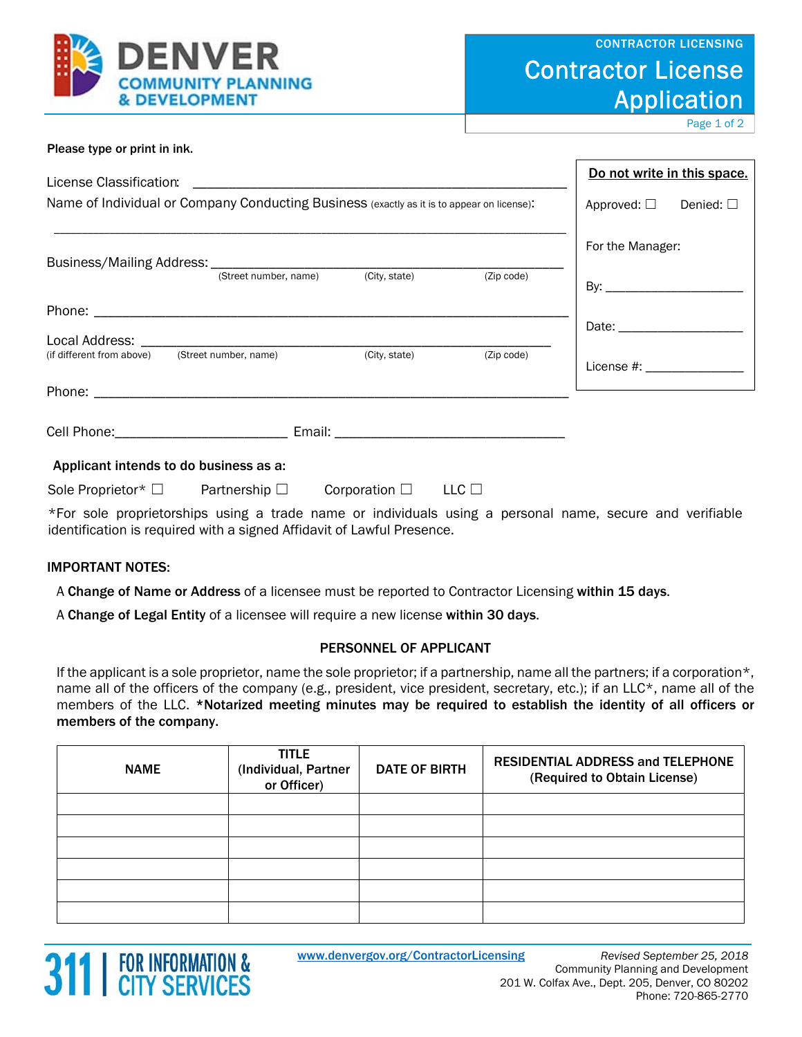DENVER COMMUNITY PLANNING & DEVELOPMENT

CONTRACTOR LICENSING

# Contractor License Application

**Please type or print in ink.**

License Classification: ______________________________________________

Name of Individual or Company Conducting Business (exactly as it is to appear on license):

______________________________________________

Business/Mailing Address: ______________________________________________
(Street number, name) (City, state) (Zip code)

Phone: ______________________________________________

Local Address: ______________________________________________
(if different from above) (Street number, name) (City, state) (Zip code)

Phone: ______________________________________________

Cell Phone:________________________ Email: ________________________________

**Do not write in this space.**

Approved: ☐ Denied: ☐

For the Manager:

By: ____________________

Date: ____________________

License #: ______________

**Applicant intends to do business as a:**

Sole Proprietor* ☐ Partnership ☐ Corporation ☐ LLC ☐

*For sole proprietorships using a trade name or individuals using a personal name, secure and verifiable identification is required with a signed Affidavit of Lawful Presence.

**IMPORTANT NOTES:**

A **Change of Name or Address** of a licensee must be reported to Contractor Licensing **within 15 days**.

A **Change of Legal Entity** of a licensee will require a new license **within 30 days**.

## PERSONNEL OF APPLICANT

If the applicant is a sole proprietor, name the sole proprietor; if a partnership, name all the partners; if a corporation*, name all of the officers of the company (e.g., president, vice president, secretary, etc.); if an LLC*, name all of the members of the LLC. ***Notarized meeting minutes may be required to establish the identity of all officers or members of the company.**

| NAME | TITLE (Individual, Partner or Officer) | DATE OF BIRTH | RESIDENTIAL ADDRESS and TELEPHONE (Required to Obtain License) |
|---|---|---|---|
| | | | |
| | | | |
| | | | |
| | | | |
| | | | |
| | | | |

311 | FOR INFORMATION & CITY SERVICES

www.denvergov.org/ContractorLicensing

*Revised September 25, 2018*
Community Planning and Development
201 W. Colfax Ave., Dept. 205, Denver, CO 80202
Phone: 720-865-2770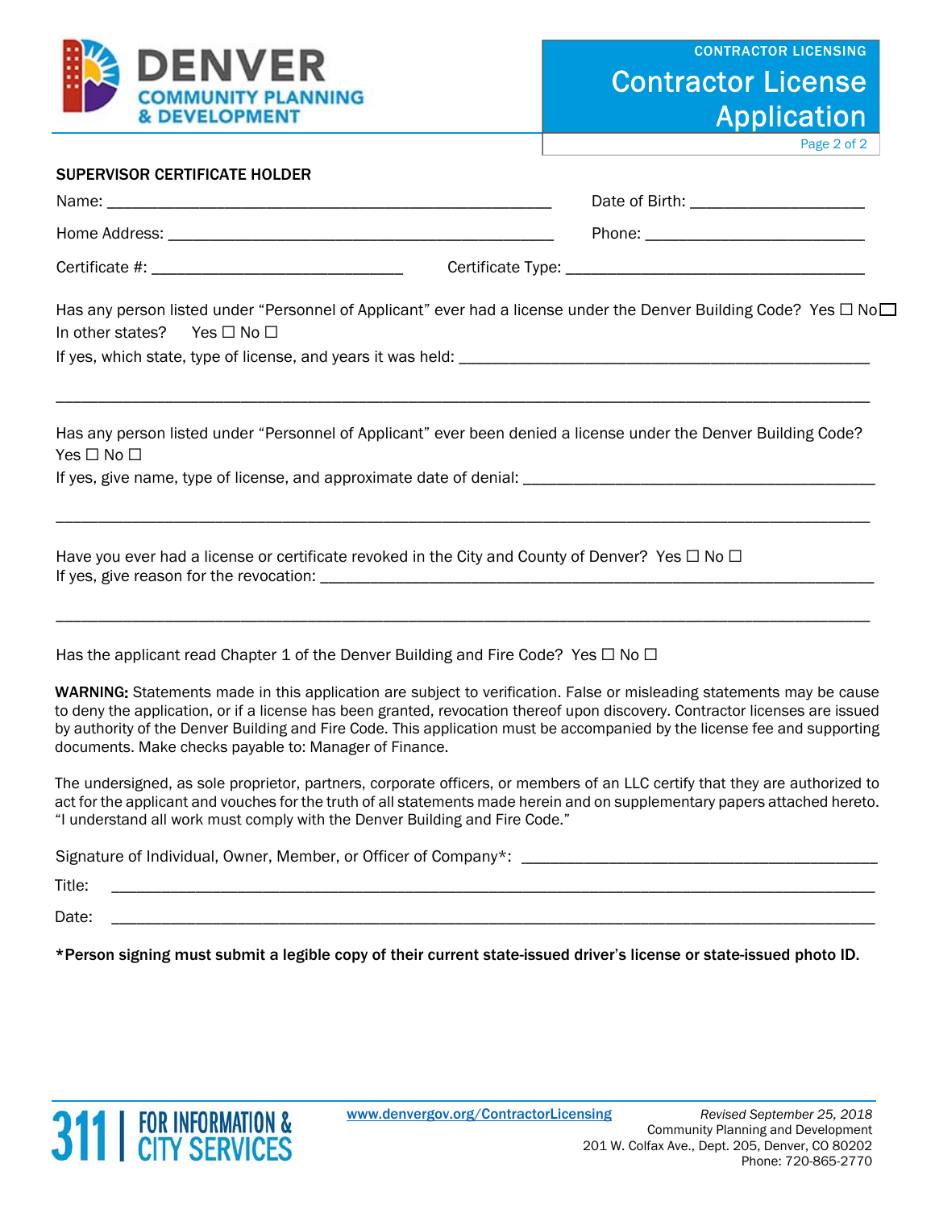**SUPERVISOR CERTIFICATE HOLDER**

Name: ___________________________________________________ Date of Birth: ____________________

Home Address: ____________________________________________ Phone: _________________________

Certificate #: _____________________________ Certificate Type: ___________________________________

Has any person listed under "Personnel of Applicant" ever had a license under the Denver Building Code? Yes ☐ No ☐
In other states? Yes ☐ No ☐
If yes, which state, type of license, and years it was held: _______________________________________________

_____________________________________________________________________________________________

Has any person listed under "Personnel of Applicant" ever been denied a license under the Denver Building Code?
Yes ☐ No ☐
If yes, give name, type of license, and approximate date of denial: ________________________________________

_____________________________________________________________________________________________

Have you ever had a license or certificate revoked in the City and County of Denver? Yes ☐ No ☐
If yes, give reason for the revocation: _______________________________________________________________

_____________________________________________________________________________________________

Has the applicant read Chapter 1 of the Denver Building and Fire Code? Yes ☐ No ☐

**WARNING:** Statements made in this application are subject to verification. False or misleading statements may be cause to deny the application, or if a license has been granted, revocation thereof upon discovery. Contractor licenses are issued by authority of the Denver Building and Fire Code. This application must be accompanied by the license fee and supporting documents. Make checks payable to: Manager of Finance.

The undersigned, as sole proprietor, partners, corporate officers, or members of an LLC certify that they are authorized to act for the applicant and vouches for the truth of all statements made herein and on supplementary papers attached hereto. "I understand all work must comply with the Denver Building and Fire Code."

Signature of Individual, Owner, Member, or Officer of Company*: ________________________________________

Title: ______________________________________________________________________________________

Date: ______________________________________________________________________________________

**\*Person signing must submit a legible copy of their current state-issued driver's license or state-issued photo ID.**